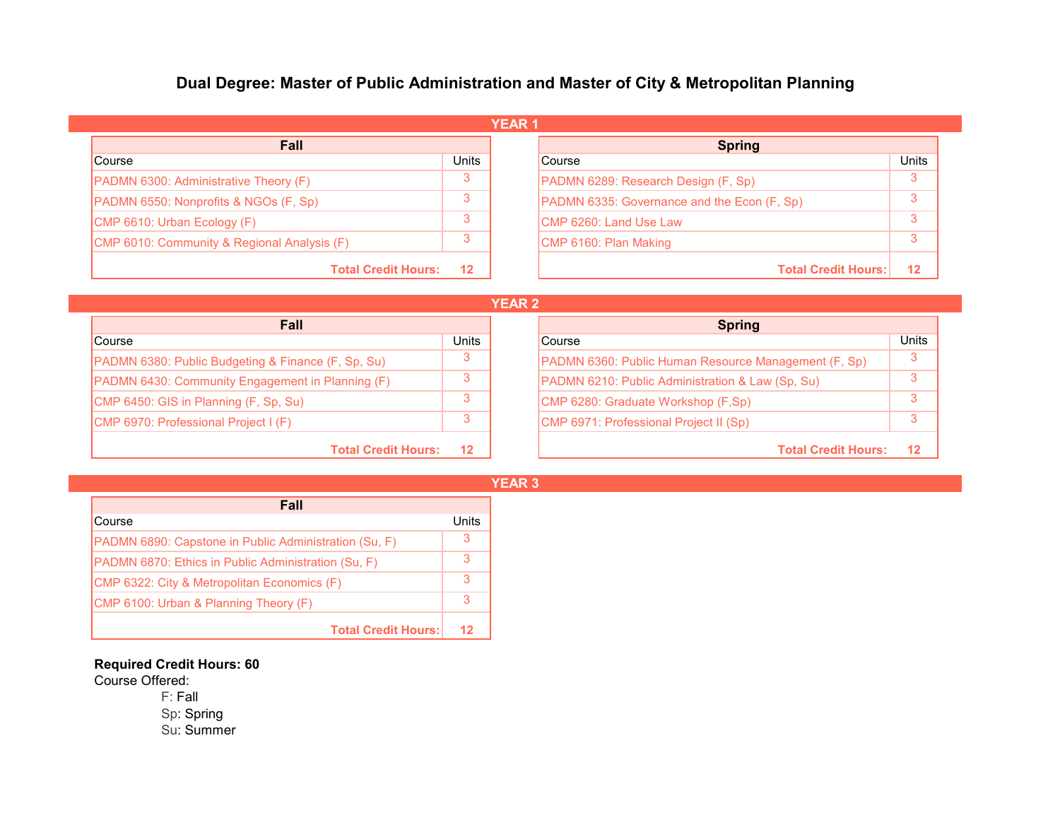# Dual Degree: Master of Public Administration and Master of City & Metropolitan Planning

## YEAR 1

### Fall

| Course | Units |
| --- | --- |
| PADMN 6300: Administrative Theory (F) | 3 |
| PADMN 6550: Nonprofits & NGOs (F, Sp) | 3 |
| CMP 6610: Urban Ecology (F) | 3 |
| CMP 6010: Community & Regional Analysis (F) | 3 |
| **Total Credit Hours:** | **12** |

### Spring

| Course | Units |
| --- | --- |
| PADMN 6289: Research Design (F, Sp) | 3 |
| PADMN 6335: Governance and the Econ (F, Sp) | 3 |
| CMP 6260: Land Use Law | 3 |
| CMP 6160: Plan Making | 3 |
| **Total Credit Hours:** | **12** |

## YEAR 2

### Fall

| Course | Units |
| --- | --- |
| PADMN 6380: Public Budgeting & Finance (F, Sp, Su) | 3 |
| PADMN 6430: Community Engagement in Planning (F) | 3 |
| CMP 6450: GIS in Planning (F, Sp, Su) | 3 |
| CMP 6970: Professional Project I (F) | 3 |
| **Total Credit Hours:** | **12** |

### Spring

| Course | Units |
| --- | --- |
| PADMN 6360: Public Human Resource Management (F, Sp) | 3 |
| PADMN 6210: Public Administration & Law (Sp, Su) | 3 |
| CMP 6280: Graduate Workshop (F,Sp) | 3 |
| CMP 6971: Professional Project II (Sp) | 3 |
| **Total Credit Hours:** | **12** |

## YEAR 3

### Fall

| Course | Units |
| --- | --- |
| PADMN 6890: Capstone in Public Administration (Su, F) | 3 |
| PADMN 6870: Ethics in Public Administration (Su, F) | 3 |
| CMP 6322: City & Metropolitan Economics (F) | 3 |
| CMP 6100: Urban & Planning Theory (F) | 3 |
| **Total Credit Hours:** | **12** |

**Required Credit Hours: 60**

Course Offered:

- F: Fall
- Sp: Spring
- Su: Summer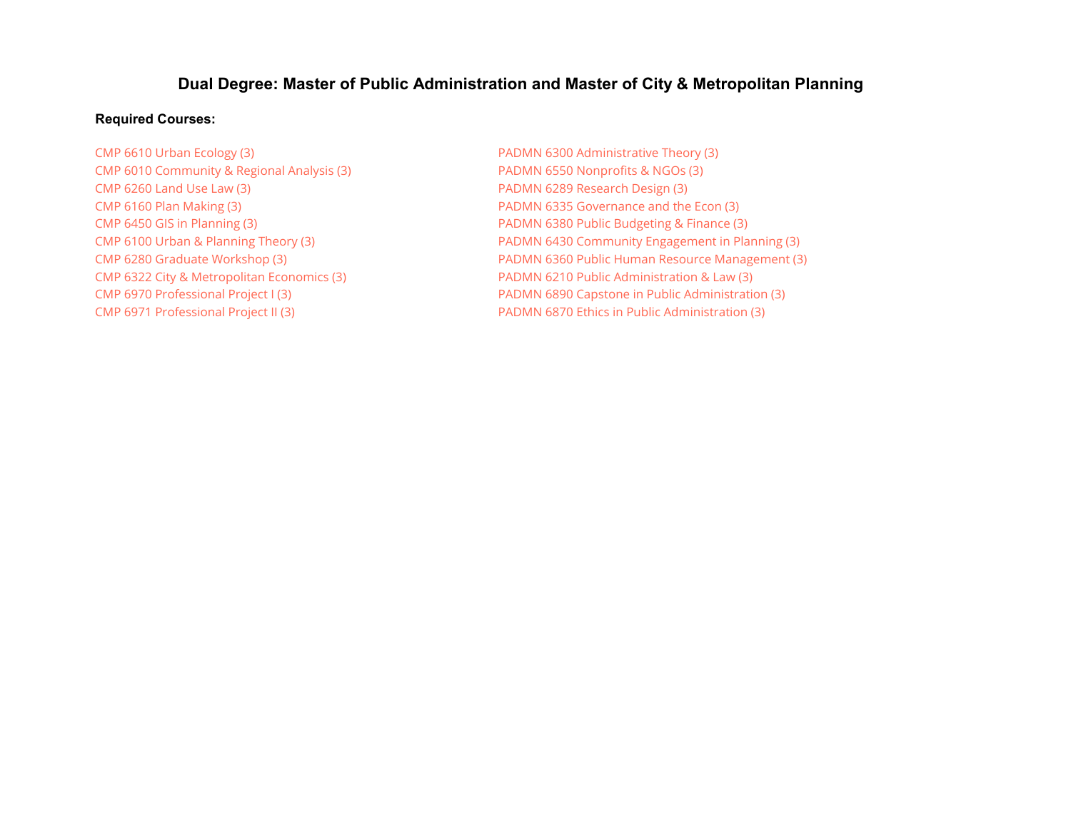## Dual Degree: Master of Public Administration and Master of City & Metropolitan Planning

**Required Courses:**

CMP 6610 Urban Ecology (3)
CMP 6010 Community & Regional Analysis (3)
CMP 6260 Land Use Law (3)
CMP 6160 Plan Making (3)
CMP 6450 GIS in Planning (3)
CMP 6100 Urban & Planning Theory (3)
CMP 6280 Graduate Workshop (3)
CMP 6322 City & Metropolitan Economics (3)
CMP 6970 Professional Project I (3)
CMP 6971 Professional Project II (3)

PADMN 6300 Administrative Theory (3)
PADMN 6550 Nonprofits & NGOs (3)
PADMN 6289 Research Design (3)
PADMN 6335 Governance and the Econ (3)
PADMN 6380 Public Budgeting & Finance (3)
PADMN 6430 Community Engagement in Planning (3)
PADMN 6360 Public Human Resource Management (3)
PADMN 6210 Public Administration & Law (3)
PADMN 6890 Capstone in Public Administration (3)
PADMN 6870 Ethics in Public Administration (3)